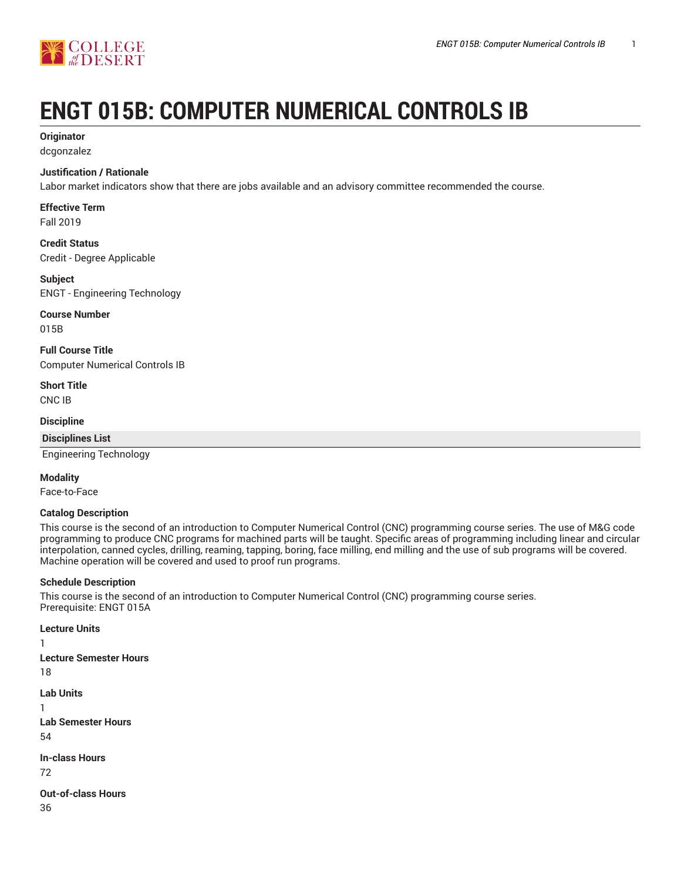# ENGT 015B: COMPUTER NUMERICAL CONTROLS IB

**Originator**

dcgonzalez

**Justification / Rationale**

Labor market indicators show that there are jobs available and an advisory committee recommended the course.

**Effective Term**

Fall 2019

**Credit Status**

Credit - Degree Applicable

**Subject**

ENGT - Engineering Technology

**Course Number**

015B

**Full Course Title**

Computer Numerical Controls IB

**Short Title**

CNC IB

**Discipline**

| Disciplines List |
| --- |
| Engineering Technology |

**Modality**

Face-to-Face

**Catalog Description**

This course is the second of an introduction to Computer Numerical Control (CNC) programming course series. The use of M&G code programming to produce CNC programs for machined parts will be taught. Specific areas of programming including linear and circular interpolation, canned cycles, drilling, reaming, tapping, boring, face milling, end milling and the use of sub programs will be covered. Machine operation will be covered and used to proof run programs.

**Schedule Description**

This course is the second of an introduction to Computer Numerical Control (CNC) programming course series.
Prerequisite: ENGT 015A

**Lecture Units**

1

**Lecture Semester Hours**

18

**Lab Units**

1

**Lab Semester Hours**

54

**In-class Hours**

72

**Out-of-class Hours**

36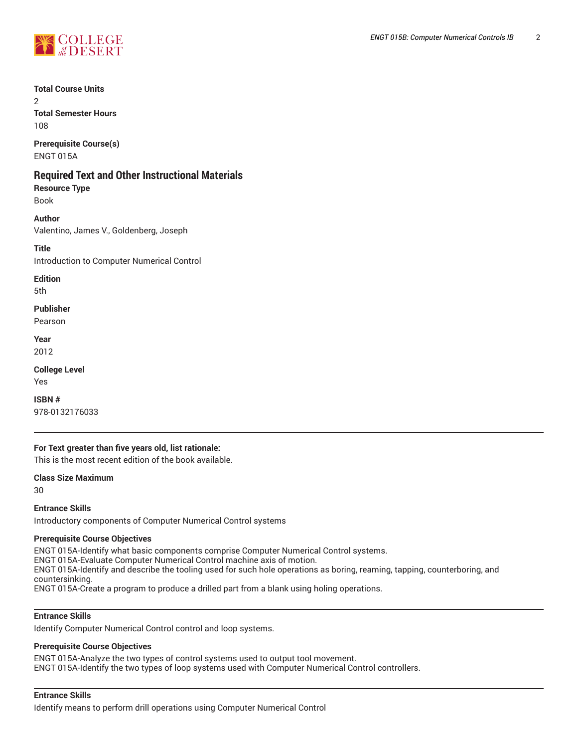**Total Course Units**
2
**Total Semester Hours**
108

**Prerequisite Course(s)**
ENGT 015A

## Required Text and Other Instructional Materials

**Resource Type**
Book

**Author**
Valentino, James V., Goldenberg, Joseph

**Title**
Introduction to Computer Numerical Control

**Edition**
5th

**Publisher**
Pearson

**Year**
2012

**College Level**
Yes

**ISBN #**
978-0132176033

---

**For Text greater than five years old, list rationale:**
This is the most recent edition of the book available.

**Class Size Maximum**
30

**Entrance Skills**
Introductory components of Computer Numerical Control systems

**Prerequisite Course Objectives**
ENGT 015A-Identify what basic components comprise Computer Numerical Control systems.
ENGT 015A-Evaluate Computer Numerical Control machine axis of motion.
ENGT 015A-Identify and describe the tooling used for such hole operations as boring, reaming, tapping, counterboring, and countersinking.
ENGT 015A-Create a program to produce a drilled part from a blank using holing operations.

---

**Entrance Skills**
Identify Computer Numerical Control control and loop systems.

**Prerequisite Course Objectives**
ENGT 015A-Analyze the two types of control systems used to output tool movement.
ENGT 015A-Identify the two types of loop systems used with Computer Numerical Control controllers.

---

**Entrance Skills**
Identify means to perform drill operations using Computer Numerical Control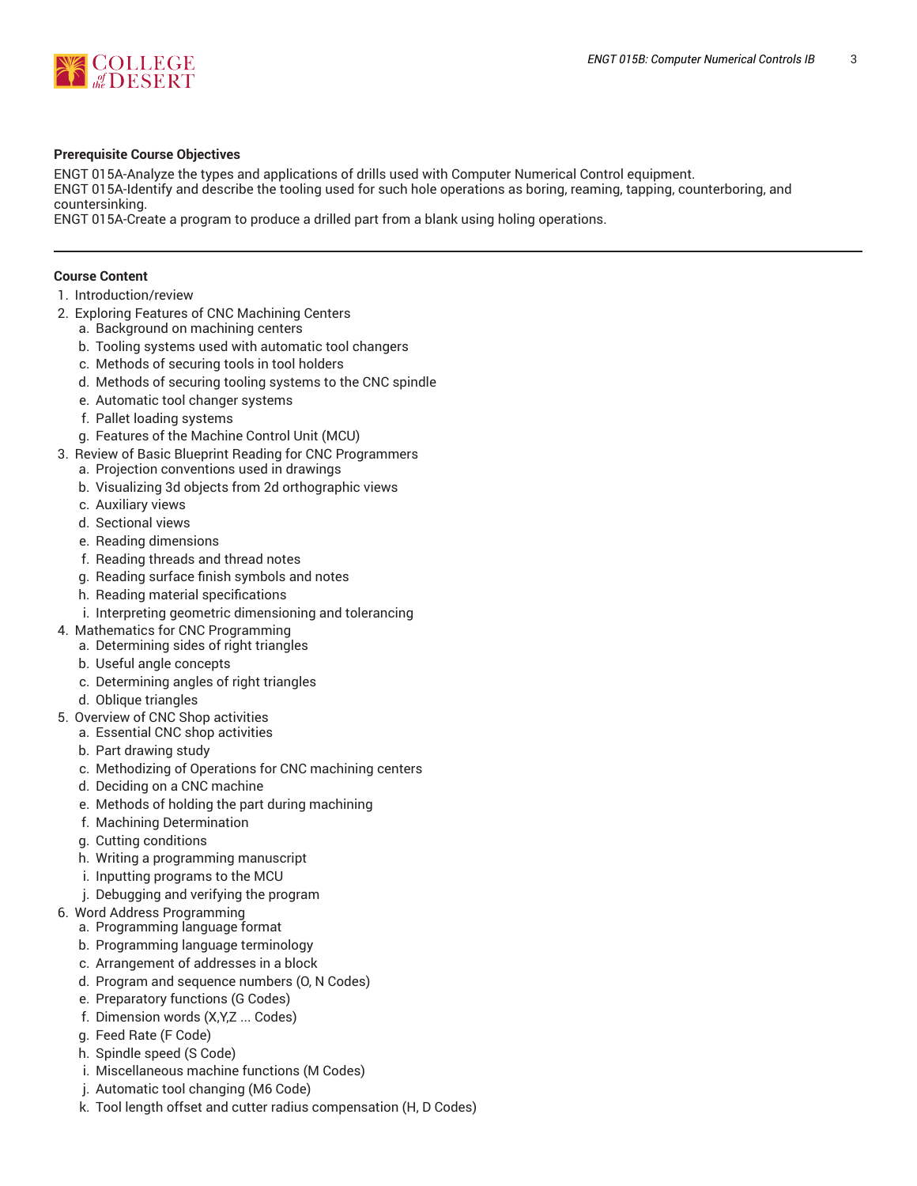**Prerequisite Course Objectives**

ENGT 015A-Analyze the types and applications of drills used with Computer Numerical Control equipment.
ENGT 015A-Identify and describe the tooling used for such hole operations as boring, reaming, tapping, counterboring, and countersinking.
ENGT 015A-Create a program to produce a drilled part from a blank using holing operations.

---

**Course Content**

1. Introduction/review
2. Exploring Features of CNC Machining Centers
   a. Background on machining centers
   b. Tooling systems used with automatic tool changers
   c. Methods of securing tools in tool holders
   d. Methods of securing tooling systems to the CNC spindle
   e. Automatic tool changer systems
   f. Pallet loading systems
   g. Features of the Machine Control Unit (MCU)
3. Review of Basic Blueprint Reading for CNC Programmers
   a. Projection conventions used in drawings
   b. Visualizing 3d objects from 2d orthographic views
   c. Auxiliary views
   d. Sectional views
   e. Reading dimensions
   f. Reading threads and thread notes
   g. Reading surface finish symbols and notes
   h. Reading material specifications
   i. Interpreting geometric dimensioning and tolerancing
4. Mathematics for CNC Programming
   a. Determining sides of right triangles
   b. Useful angle concepts
   c. Determining angles of right triangles
   d. Oblique triangles
5. Overview of CNC Shop activities
   a. Essential CNC shop activities
   b. Part drawing study
   c. Methodizing of Operations for CNC machining centers
   d. Deciding on a CNC machine
   e. Methods of holding the part during machining
   f. Machining Determination
   g. Cutting conditions
   h. Writing a programming manuscript
   i. Inputting programs to the MCU
   j. Debugging and verifying the program
6. Word Address Programming
   a. Programming language format
   b. Programming language terminology
   c. Arrangement of addresses in a block
   d. Program and sequence numbers (O, N Codes)
   e. Preparatory functions (G Codes)
   f. Dimension words (X,Y,Z ... Codes)
   g. Feed Rate (F Code)
   h. Spindle speed (S Code)
   i. Miscellaneous machine functions (M Codes)
   j. Automatic tool changing (M6 Code)
   k. Tool length offset and cutter radius compensation (H, D Codes)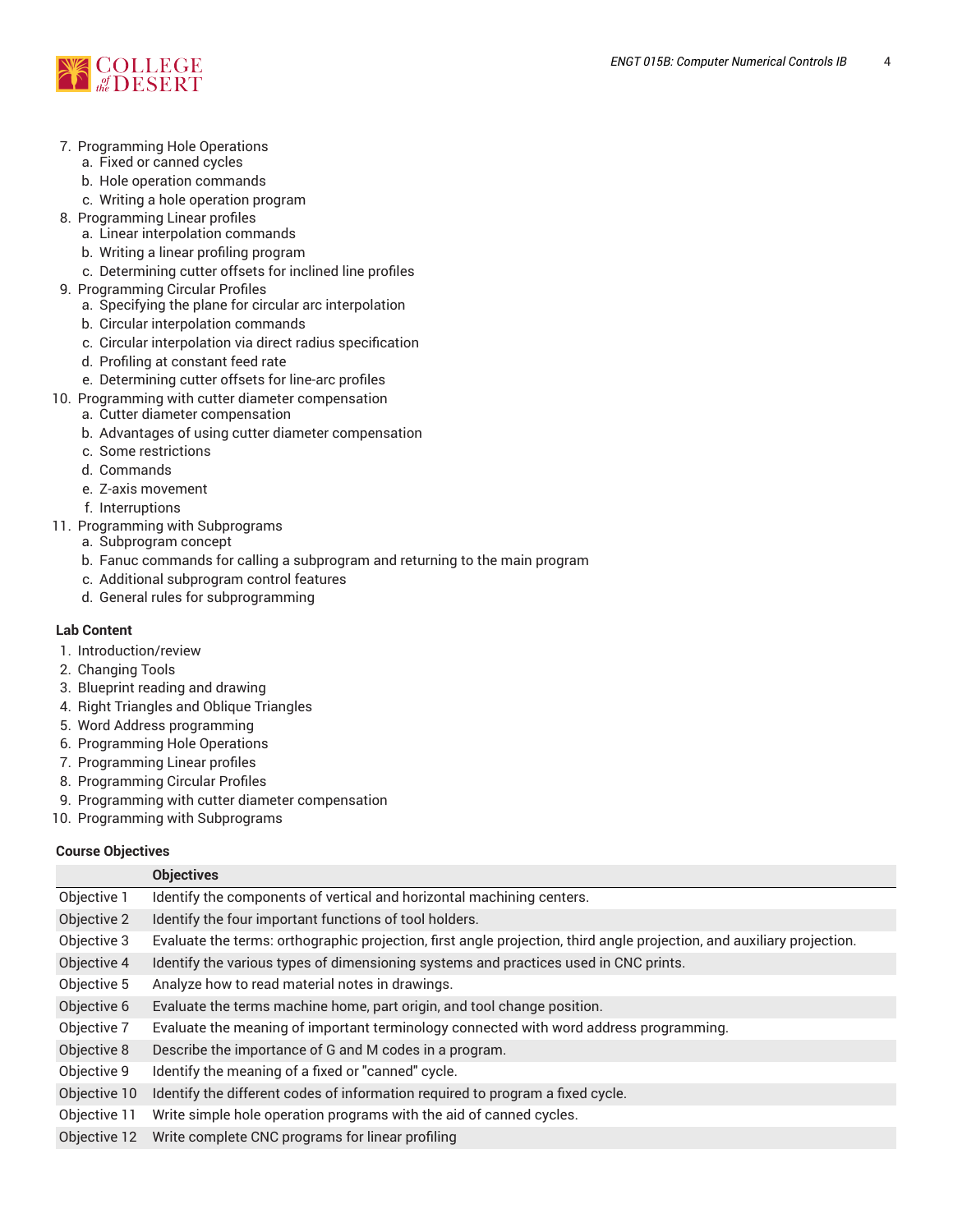7. Programming Hole Operations
    a. Fixed or canned cycles
    b. Hole operation commands
    c. Writing a hole operation program
8. Programming Linear profiles
    a. Linear interpolation commands
    b. Writing a linear profiling program
    c. Determining cutter offsets for inclined line profiles
9. Programming Circular Profiles
    a. Specifying the plane for circular arc interpolation
    b. Circular interpolation commands
    c. Circular interpolation via direct radius specification
    d. Profiling at constant feed rate
    e. Determining cutter offsets for line-arc profiles
10. Programming with cutter diameter compensation
    a. Cutter diameter compensation
    b. Advantages of using cutter diameter compensation
    c. Some restrictions
    d. Commands
    e. Z-axis movement
    f. Interruptions
11. Programming with Subprograms
    a. Subprogram concept
    b. Fanuc commands for calling a subprogram and returning to the main program
    c. Additional subprogram control features
    d. General rules for subprogramming

#### Lab Content

1. Introduction/review
2. Changing Tools
3. Blueprint reading and drawing
4. Right Triangles and Oblique Triangles
5. Word Address programming
6. Programming Hole Operations
7. Programming Linear profiles
8. Programming Circular Profiles
9. Programming with cutter diameter compensation
10. Programming with Subprograms

#### Course Objectives

| | Objectives |
|---|---|
| Objective 1 | Identify the components of vertical and horizontal machining centers. |
| Objective 2 | Identify the four important functions of tool holders. |
| Objective 3 | Evaluate the terms: orthographic projection, first angle projection, third angle projection, and auxiliary projection. |
| Objective 4 | Identify the various types of dimensioning systems and practices used in CNC prints. |
| Objective 5 | Analyze how to read material notes in drawings. |
| Objective 6 | Evaluate the terms machine home, part origin, and tool change position. |
| Objective 7 | Evaluate the meaning of important terminology connected with word address programming. |
| Objective 8 | Describe the importance of G and M codes in a program. |
| Objective 9 | Identify the meaning of a fixed or "canned" cycle. |
| Objective 10 | Identify the different codes of information required to program a fixed cycle. |
| Objective 11 | Write simple hole operation programs with the aid of canned cycles. |
| Objective 12 | Write complete CNC programs for linear profiling |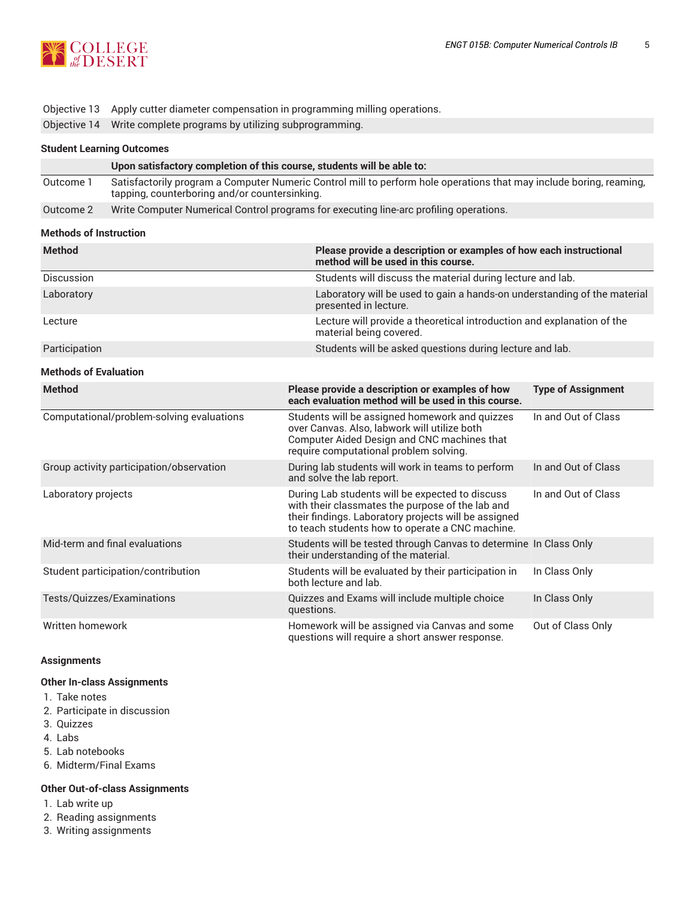| | |
|---|---|
| Objective 13 | Apply cutter diameter compensation in programming milling operations. |
| Objective 14 | Write complete programs by utilizing subprogramming. |

### Student Learning Outcomes

| | Upon satisfactory completion of this course, students will be able to: |
|---|---|
| Outcome 1 | Satisfactorily program a Computer Numeric Control mill to perform hole operations that may include boring, reaming, tapping, counterboring and/or countersinking. |
| Outcome 2 | Write Computer Numerical Control programs for executing line-arc profiling operations. |

### Methods of Instruction

| Method | Please provide a description or examples of how each instructional method will be used in this course. |
|---|---|
| Discussion | Students will discuss the material during lecture and lab. |
| Laboratory | Laboratory will be used to gain a hands-on understanding of the material presented in lecture. |
| Lecture | Lecture will provide a theoretical introduction and explanation of the material being covered. |
| Participation | Students will be asked questions during lecture and lab. |

### Methods of Evaluation

| Method | Please provide a description or examples of how each evaluation method will be used in this course. | Type of Assignment |
|---|---|---|
| Computational/problem-solving evaluations | Students will be assigned homework and quizzes over Canvas. Also, labwork will utilize both Computer Aided Design and CNC machines that require computational problem solving. | In and Out of Class |
| Group activity participation/observation | During lab students will work in teams to perform and solve the lab report. | In and Out of Class |
| Laboratory projects | During Lab students will be expected to discuss with their classmates the purpose of the lab and their findings. Laboratory projects will be assigned to teach students how to operate a CNC machine. | In and Out of Class |
| Mid-term and final evaluations | Students will be tested through Canvas to determine their understanding of the material. | In Class Only |
| Student participation/contribution | Students will be evaluated by their participation in both lecture and lab. | In Class Only |
| Tests/Quizzes/Examinations | Quizzes and Exams will include multiple choice questions. | In Class Only |
| Written homework | Homework will be assigned via Canvas and some questions will require a short answer response. | Out of Class Only |

### Assignments

#### Other In-class Assignments

1. Take notes
2. Participate in discussion
3. Quizzes
4. Labs
5. Lab notebooks
6. Midterm/Final Exams

#### Other Out-of-class Assignments

1. Lab write up
2. Reading assignments
3. Writing assignments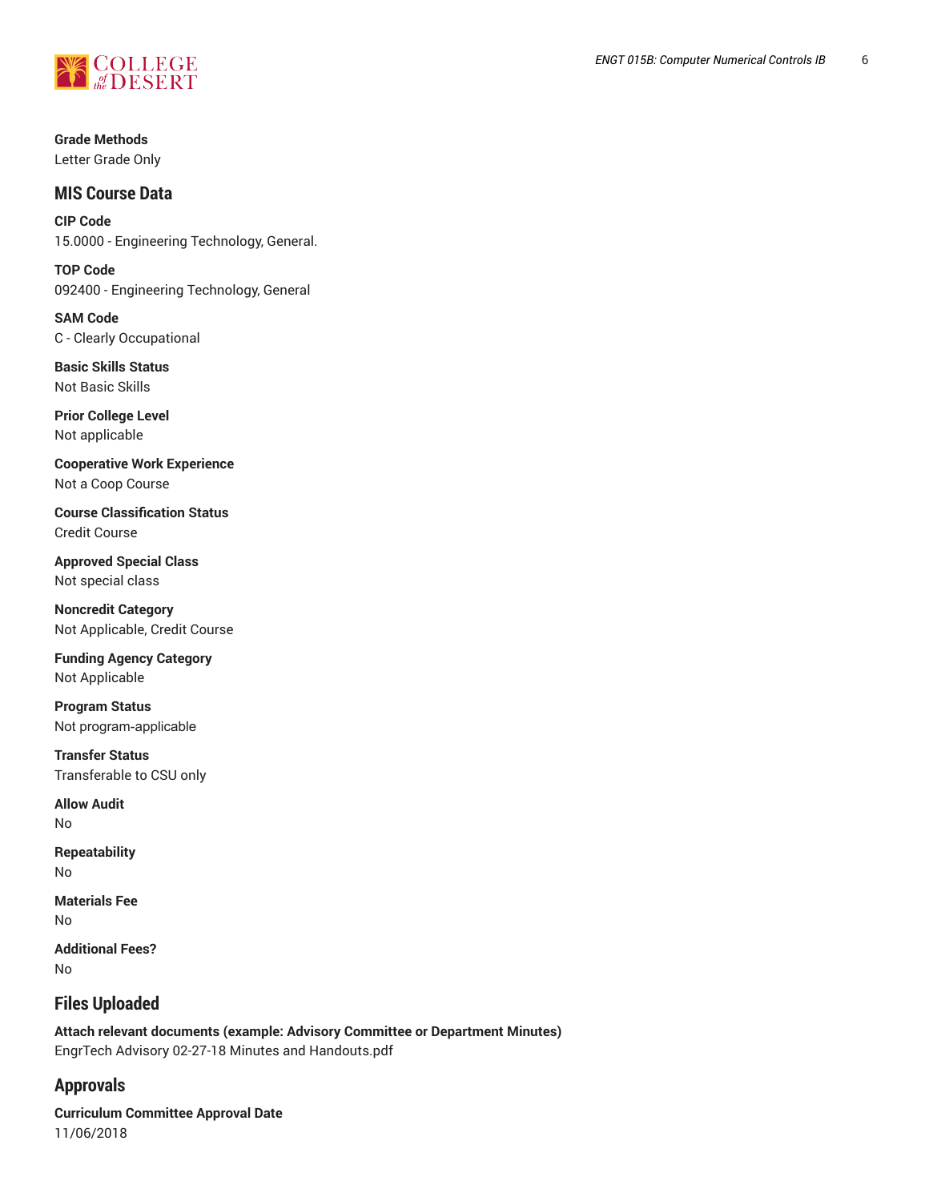**Grade Methods**
Letter Grade Only

## MIS Course Data

**CIP Code**
15.0000 - Engineering Technology, General.

**TOP Code**
092400 - Engineering Technology, General

**SAM Code**
C - Clearly Occupational

**Basic Skills Status**
Not Basic Skills

**Prior College Level**
Not applicable

**Cooperative Work Experience**
Not a Coop Course

**Course Classification Status**
Credit Course

**Approved Special Class**
Not special class

**Noncredit Category**
Not Applicable, Credit Course

**Funding Agency Category**
Not Applicable

**Program Status**
Not program-applicable

**Transfer Status**
Transferable to CSU only

**Allow Audit**
No

**Repeatability**
No

**Materials Fee**
No

**Additional Fees?**
No

## Files Uploaded

**Attach relevant documents (example: Advisory Committee or Department Minutes)**
EngrTech Advisory 02-27-18 Minutes and Handouts.pdf

## Approvals

**Curriculum Committee Approval Date**
11/06/2018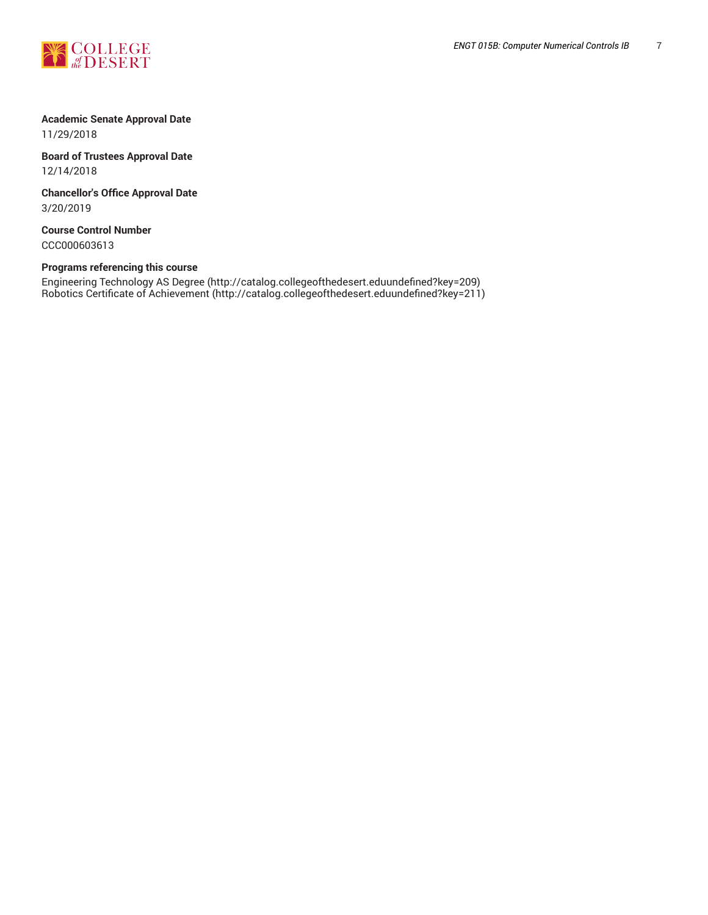**Academic Senate Approval Date**

11/29/2018

**Board of Trustees Approval Date**

12/14/2018

**Chancellor's Office Approval Date**

3/20/2019

**Course Control Number**

CCC000603613

**Programs referencing this course**

Engineering Technology AS Degree (http://catalog.collegeofthedesert.eduundefined?key=209)
Robotics Certificate of Achievement (http://catalog.collegeofthedesert.eduundefined?key=211)